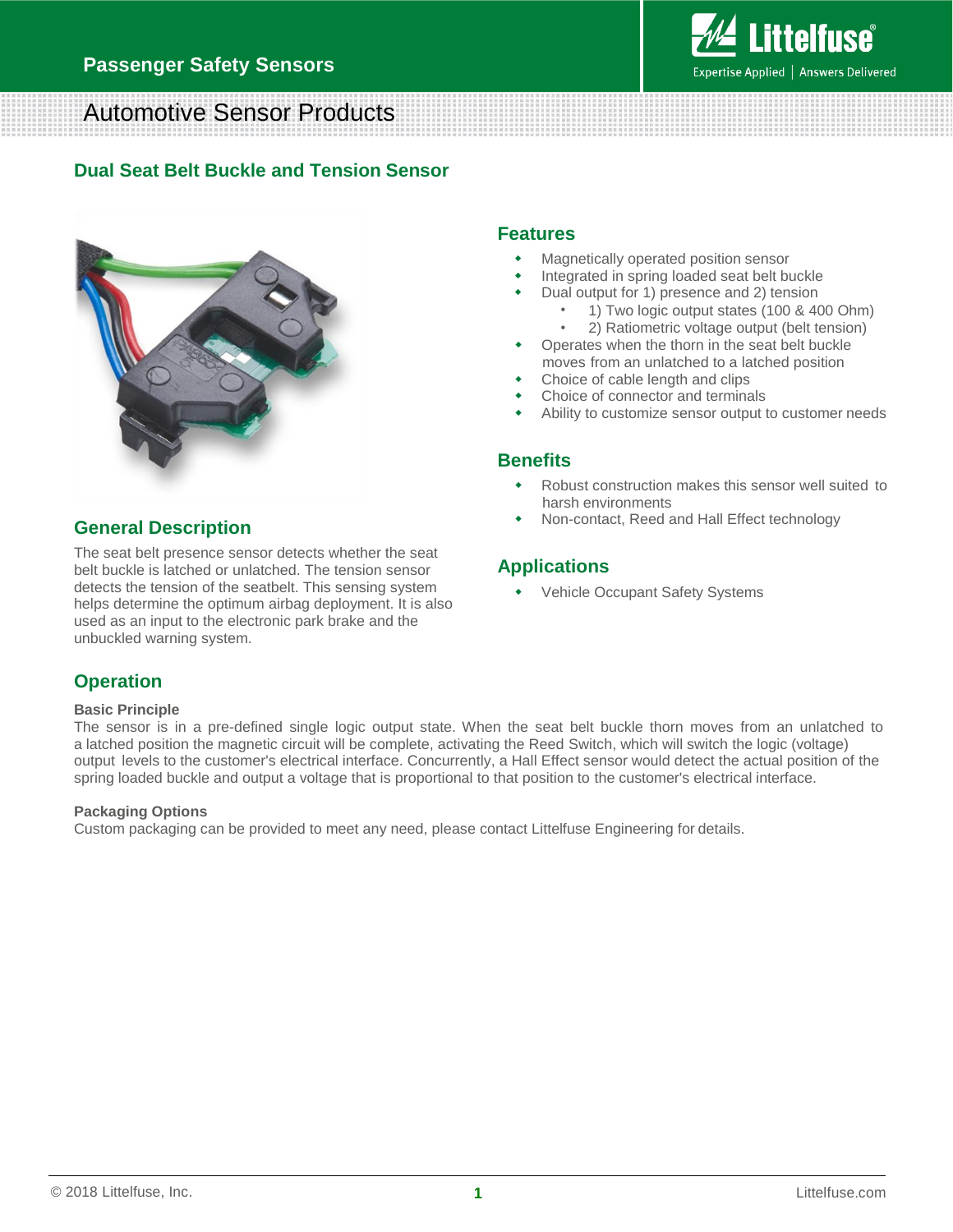# Passenger Safety Sensors

## Automotive Sensor Products

### Dual Seat Belt Buckle and Tension Sensor

### Features

- Magnetically operated position sensor
- Integrated in spring loaded seat belt buckle
- Dual output for 1) presence and 2) tension
  - 1) Two logic output states (100 & 400 Ohm)
  - 2) Ratiometric voltage output (belt tension)
- Operates when the thorn in the seat belt buckle moves from an unlatched to a latched position
- Choice of cable length and clips
- Choice of connector and terminals
- Ability to customize sensor output to customer needs

### Benefits

- Robust construction makes this sensor well suited to harsh environments
- Non-contact, Reed and Hall Effect technology

### Applications

- Vehicle Occupant Safety Systems

### General Description

The seat belt presence sensor detects whether the seat belt buckle is latched or unlatched. The tension sensor detects the tension of the seatbelt. This sensing system helps determine the optimum airbag deployment. It is also used as an input to the electronic park brake and the unbuckled warning system.

### Operation

**Basic Principle**

The sensor is in a pre-defined single logic output state. When the seat belt buckle thorn moves from an unlatched to a latched position the magnetic circuit will be complete, activating the Reed Switch, which will switch the logic (voltage) output levels to the customer's electrical interface. Concurrently, a Hall Effect sensor would detect the actual position of the spring loaded buckle and output a voltage that is proportional to that position to the customer's electrical interface.

**Packaging Options**

Custom packaging can be provided to meet any need, please contact Littelfuse Engineering for details.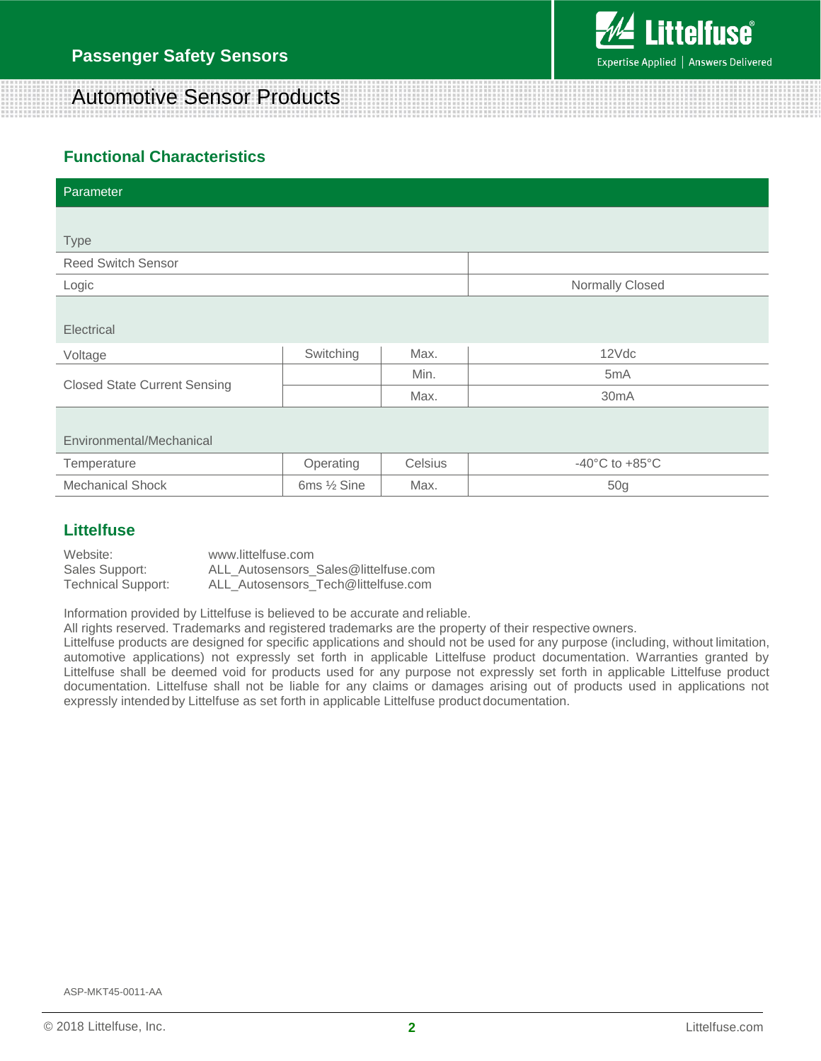## Functional Characteristics

| Parameter | | | |
|---|---|---|---|
| **Type** | | | |
| Reed Switch Sensor | | | |
| Logic | | | Normally Closed |
| **Electrical** | | | |
| Voltage | Switching | Max. | 12Vdc |
| Closed State Current Sensing | | Min. | 5mA |
| | | Max. | 30mA |
| **Environmental/Mechanical** | | | |
| Temperature | Operating | Celsius | -40°C to +85°C |
| Mechanical Shock | 6ms ½ Sine | Max. | 50g |

## Littelfuse

Website: www.littelfuse.com
Sales Support: ALL_Autosensors_Sales@littelfuse.com
Technical Support: ALL_Autosensors_Tech@littelfuse.com

Information provided by Littelfuse is believed to be accurate and reliable.
All rights reserved. Trademarks and registered trademarks are the property of their respective owners.
Littelfuse products are designed for specific applications and should not be used for any purpose (including, without limitation, automotive applications) not expressly set forth in applicable Littelfuse product documentation. Warranties granted by Littelfuse shall be deemed void for products used for any purpose not expressly set forth in applicable Littelfuse product documentation. Littelfuse shall not be liable for any claims or damages arising out of products used in applications not expressly intended by Littelfuse as set forth in applicable Littelfuse product documentation.

ASP-MKT45-0011-AA